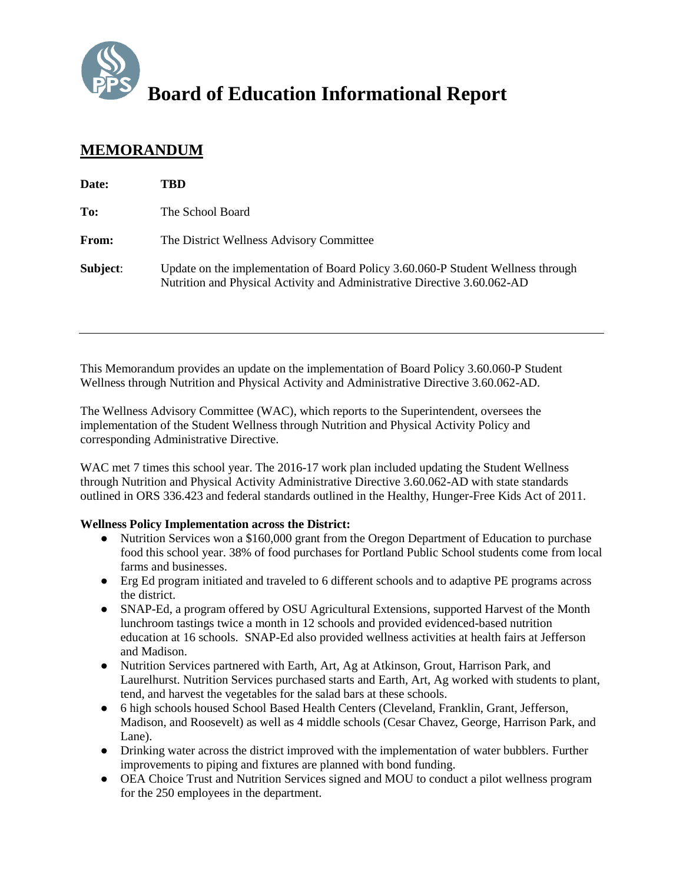# Board of Education Informational Report

## MEMORANDUM

**Date:** **TBD**

**To:** The School Board

**From:** The District Wellness Advisory Committee

**Subject**: Update on the implementation of Board Policy 3.60.060-P Student Wellness through Nutrition and Physical Activity and Administrative Directive 3.60.062-AD

---

This Memorandum provides an update on the implementation of Board Policy 3.60.060-P Student Wellness through Nutrition and Physical Activity and Administrative Directive 3.60.062-AD.

The Wellness Advisory Committee (WAC), which reports to the Superintendent, oversees the implementation of the Student Wellness through Nutrition and Physical Activity Policy and corresponding Administrative Directive.

WAC met 7 times this school year. The 2016-17 work plan included updating the Student Wellness through Nutrition and Physical Activity Administrative Directive 3.60.062-AD with state standards outlined in ORS 336.423 and federal standards outlined in the Healthy, Hunger-Free Kids Act of 2011.

**Wellness Policy Implementation across the District:**

- Nutrition Services won a $160,000 grant from the Oregon Department of Education to purchase food this school year. 38% of food purchases for Portland Public School students come from local farms and businesses.
- Erg Ed program initiated and traveled to 6 different schools and to adaptive PE programs across the district.
- SNAP-Ed, a program offered by OSU Agricultural Extensions, supported Harvest of the Month lunchroom tastings twice a month in 12 schools and provided evidenced-based nutrition education at 16 schools. SNAP-Ed also provided wellness activities at health fairs at Jefferson and Madison.
- Nutrition Services partnered with Earth, Art, Ag at Atkinson, Grout, Harrison Park, and Laurelhurst. Nutrition Services purchased starts and Earth, Art, Ag worked with students to plant, tend, and harvest the vegetables for the salad bars at these schools.
- 6 high schools housed School Based Health Centers (Cleveland, Franklin, Grant, Jefferson, Madison, and Roosevelt) as well as 4 middle schools (Cesar Chavez, George, Harrison Park, and Lane).
- Drinking water across the district improved with the implementation of water bubblers. Further improvements to piping and fixtures are planned with bond funding.
- OEA Choice Trust and Nutrition Services signed and MOU to conduct a pilot wellness program for the 250 employees in the department.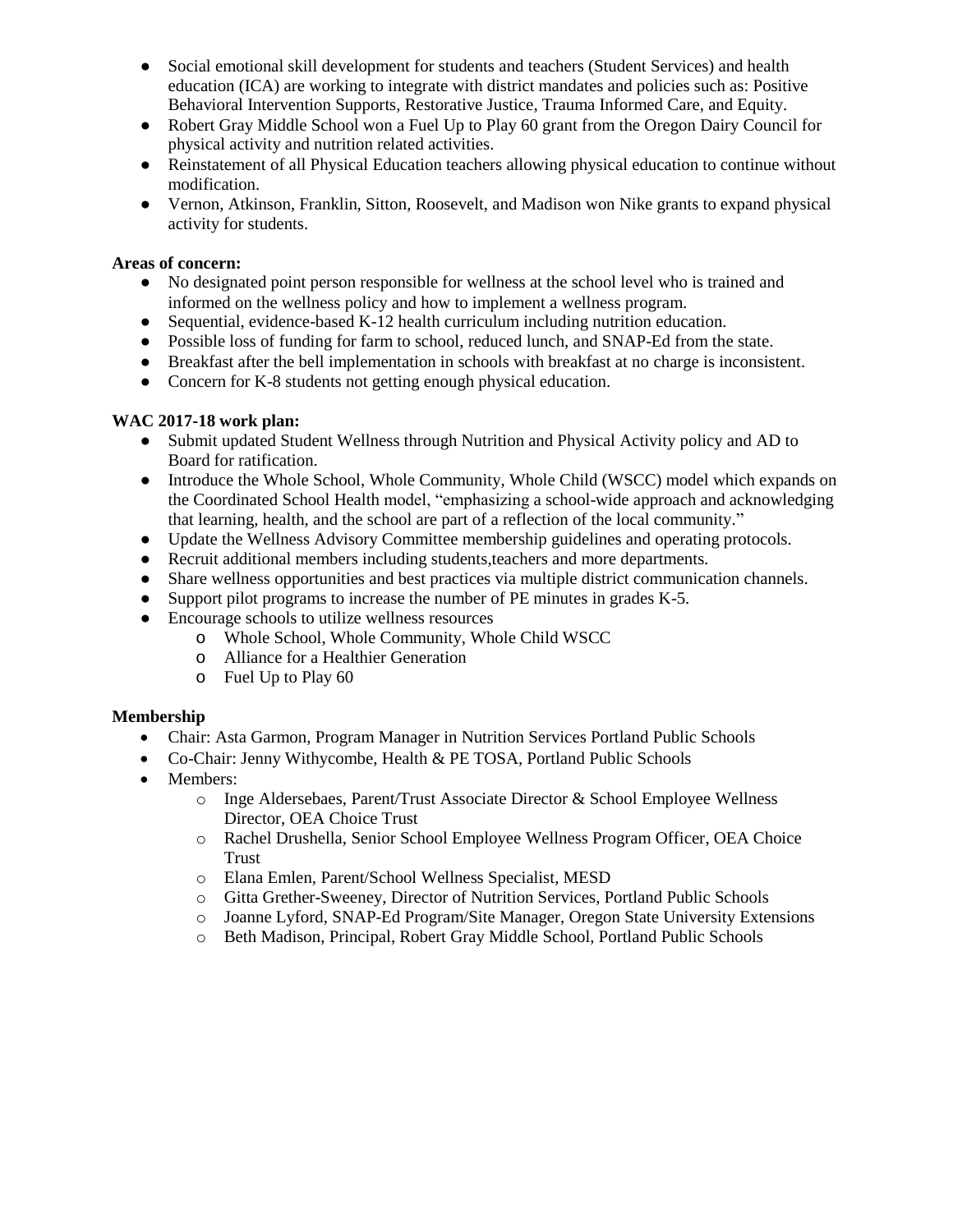- Social emotional skill development for students and teachers (Student Services) and health education (ICA) are working to integrate with district mandates and policies such as: Positive Behavioral Intervention Supports, Restorative Justice, Trauma Informed Care, and Equity.
- Robert Gray Middle School won a Fuel Up to Play 60 grant from the Oregon Dairy Council for physical activity and nutrition related activities.
- Reinstatement of all Physical Education teachers allowing physical education to continue without modification.
- Vernon, Atkinson, Franklin, Sitton, Roosevelt, and Madison won Nike grants to expand physical activity for students.

**Areas of concern:**

- No designated point person responsible for wellness at the school level who is trained and informed on the wellness policy and how to implement a wellness program.
- Sequential, evidence-based K-12 health curriculum including nutrition education.
- Possible loss of funding for farm to school, reduced lunch, and SNAP-Ed from the state.
- Breakfast after the bell implementation in schools with breakfast at no charge is inconsistent.
- Concern for K-8 students not getting enough physical education.

**WAC 2017-18 work plan:**

- Submit updated Student Wellness through Nutrition and Physical Activity policy and AD to Board for ratification.
- Introduce the Whole School, Whole Community, Whole Child (WSCC) model which expands on the Coordinated School Health model, "emphasizing a school-wide approach and acknowledging that learning, health, and the school are part of a reflection of the local community."
- Update the Wellness Advisory Committee membership guidelines and operating protocols.
- Recruit additional members including students,teachers and more departments.
- Share wellness opportunities and best practices via multiple district communication channels.
- Support pilot programs to increase the number of PE minutes in grades K-5.
- Encourage schools to utilize wellness resources
  - Whole School, Whole Community, Whole Child WSCC
  - Alliance for a Healthier Generation
  - Fuel Up to Play 60

**Membership**

- Chair: Asta Garmon, Program Manager in Nutrition Services Portland Public Schools
- Co-Chair: Jenny Withycombe, Health & PE TOSA, Portland Public Schools
- Members:
  - Inge Aldersebaes, Parent/Trust Associate Director & School Employee Wellness Director, OEA Choice Trust
  - Rachel Drushella, Senior School Employee Wellness Program Officer, OEA Choice Trust
  - Elana Emlen, Parent/School Wellness Specialist, MESD
  - Gitta Grether-Sweeney, Director of Nutrition Services, Portland Public Schools
  - Joanne Lyford, SNAP-Ed Program/Site Manager, Oregon State University Extensions
  - Beth Madison, Principal, Robert Gray Middle School, Portland Public Schools